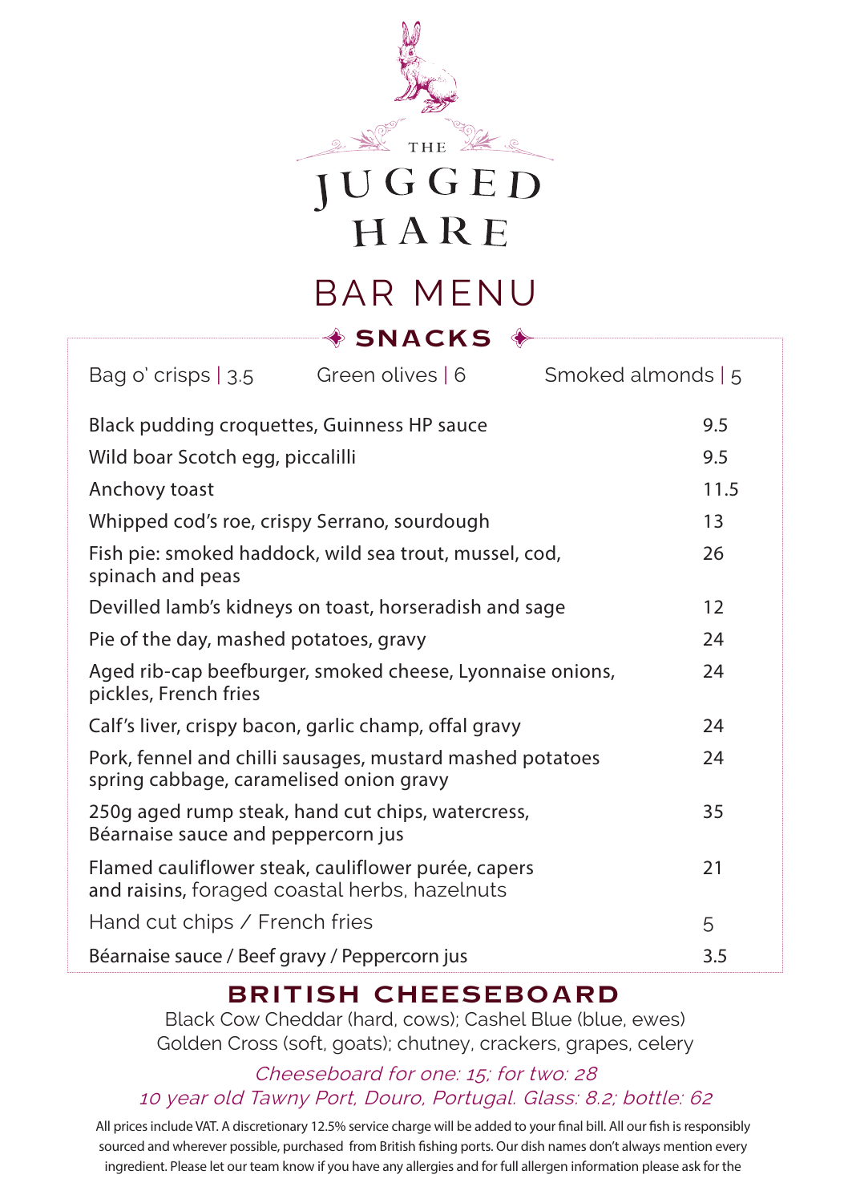# THE JUGGED HARE

## BAR MENU

### SNACKS

Bag o' crisps | 3.5 Green olives | 6 Smoked almonds | 5

| | |
|---|---|
| Black pudding croquettes, Guinness HP sauce | 9.5 |
| Wild boar Scotch egg, piccalilli | 9.5 |
| Anchovy toast | 11.5 |
| Whipped cod's roe, crispy Serrano, sourdough | 13 |
| Fish pie: smoked haddock, wild sea trout, mussel, cod, spinach and peas | 26 |
| Devilled lamb's kidneys on toast, horseradish and sage | 12 |
| Pie of the day, mashed potatoes, gravy | 24 |
| Aged rib-cap beefburger, smoked cheese, Lyonnaise onions, pickles, French fries | 24 |
| Calf's liver, crispy bacon, garlic champ, offal gravy | 24 |
| Pork, fennel and chilli sausages, mustard mashed potatoes spring cabbage, caramelised onion gravy | 24 |
| 250g aged rump steak, hand cut chips, watercress, Béarnaise sauce and peppercorn jus | 35 |
| Flamed cauliflower steak, cauliflower purée, capers and raisins, foraged coastal herbs, hazelnuts | 21 |
| Hand cut chips / French fries | 5 |
| Béarnaise sauce / Beef gravy / Peppercorn jus | 3.5 |

### BRITISH CHEESEBOARD

Black Cow Cheddar (hard, cows); Cashel Blue (blue, ewes)
Golden Cross (soft, goats); chutney, crackers, grapes, celery

*Cheeseboard for one: 15; for two: 28*
*10 year old Tawny Port, Douro, Portugal. Glass: 8.2; bottle: 62*

All prices include VAT. A discretionary 12.5% service charge will be added to your final bill. All our fish is responsibly sourced and wherever possible, purchased from British fishing ports. Our dish names don't always mention every ingredient. Please let our team know if you have any allergies and for full allergen information please ask for the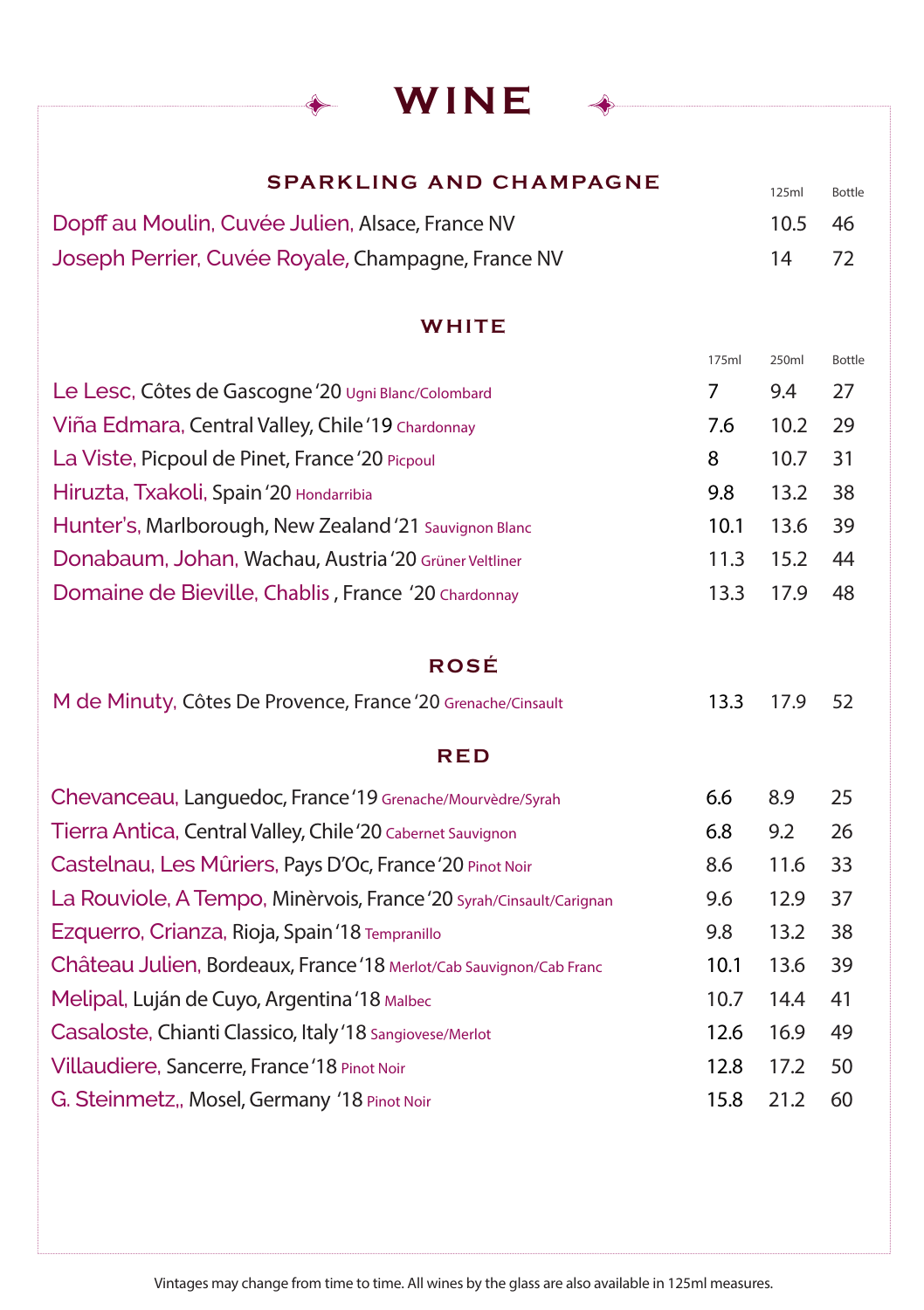# WINE

## SPARKLING AND CHAMPAGNE

| | 125ml | Bottle |
|---|---|---|
| Dopff au Moulin, Cuvée Julien, Alsace, France NV | 10.5 | 46 |
| Joseph Perrier, Cuvée Royale, Champagne, France NV | 14 | 72 |

## WHITE

| | 175ml | 250ml | Bottle |
|---|---|---|---|
| Le Lesc, Côtes de Gascogne '20 Ugni Blanc/Colombard | 7 | 9.4 | 27 |
| Viña Edmara, Central Valley, Chile '19 Chardonnay | 7.6 | 10.2 | 29 |
| La Viste, Picpoul de Pinet, France '20 Picpoul | 8 | 10.7 | 31 |
| Hiruzta, Txakoli, Spain '20 Hondarribia | 9.8 | 13.2 | 38 |
| Hunter's, Marlborough, New Zealand '21 Sauvignon Blanc | 10.1 | 13.6 | 39 |
| Donabaum, Johan, Wachau, Austria '20 Grüner Veltliner | 11.3 | 15.2 | 44 |
| Domaine de Bieville, Chablis , France '20 Chardonnay | 13.3 | 17.9 | 48 |

## ROSÉ

| | 175ml | 250ml | Bottle |
|---|---|---|---|
| M de Minuty, Côtes De Provence, France '20 Grenache/Cinsault | 13.3 | 17.9 | 52 |

## RED

| | 175ml | 250ml | Bottle |
|---|---|---|---|
| Chevanceau, Languedoc, France '19 Grenache/Mourvèdre/Syrah | 6.6 | 8.9 | 25 |
| Tierra Antica, Central Valley, Chile '20 Cabernet Sauvignon | 6.8 | 9.2 | 26 |
| Castelnau, Les Mûriers, Pays D'Oc, France '20 Pinot Noir | 8.6 | 11.6 | 33 |
| La Rouviole, A Tempo, Minèrvois, France '20 Syrah/Cinsault/Carignan | 9.6 | 12.9 | 37 |
| Ezquerro, Crianza, Rioja, Spain '18 Tempranillo | 9.8 | 13.2 | 38 |
| Château Julien, Bordeaux, France '18 Merlot/Cab Sauvignon/Cab Franc | 10.1 | 13.6 | 39 |
| Melipal, Luján de Cuyo, Argentina '18 Malbec | 10.7 | 14.4 | 41 |
| Casaloste, Chianti Classico, Italy '18 Sangiovese/Merlot | 12.6 | 16.9 | 49 |
| Villaudiere, Sancerre, France '18 Pinot Noir | 12.8 | 17.2 | 50 |
| G. Steinmetz,, Mosel, Germany '18 Pinot Noir | 15.8 | 21.2 | 60 |

Vintages may change from time to time. All wines by the glass are also available in 125ml measures.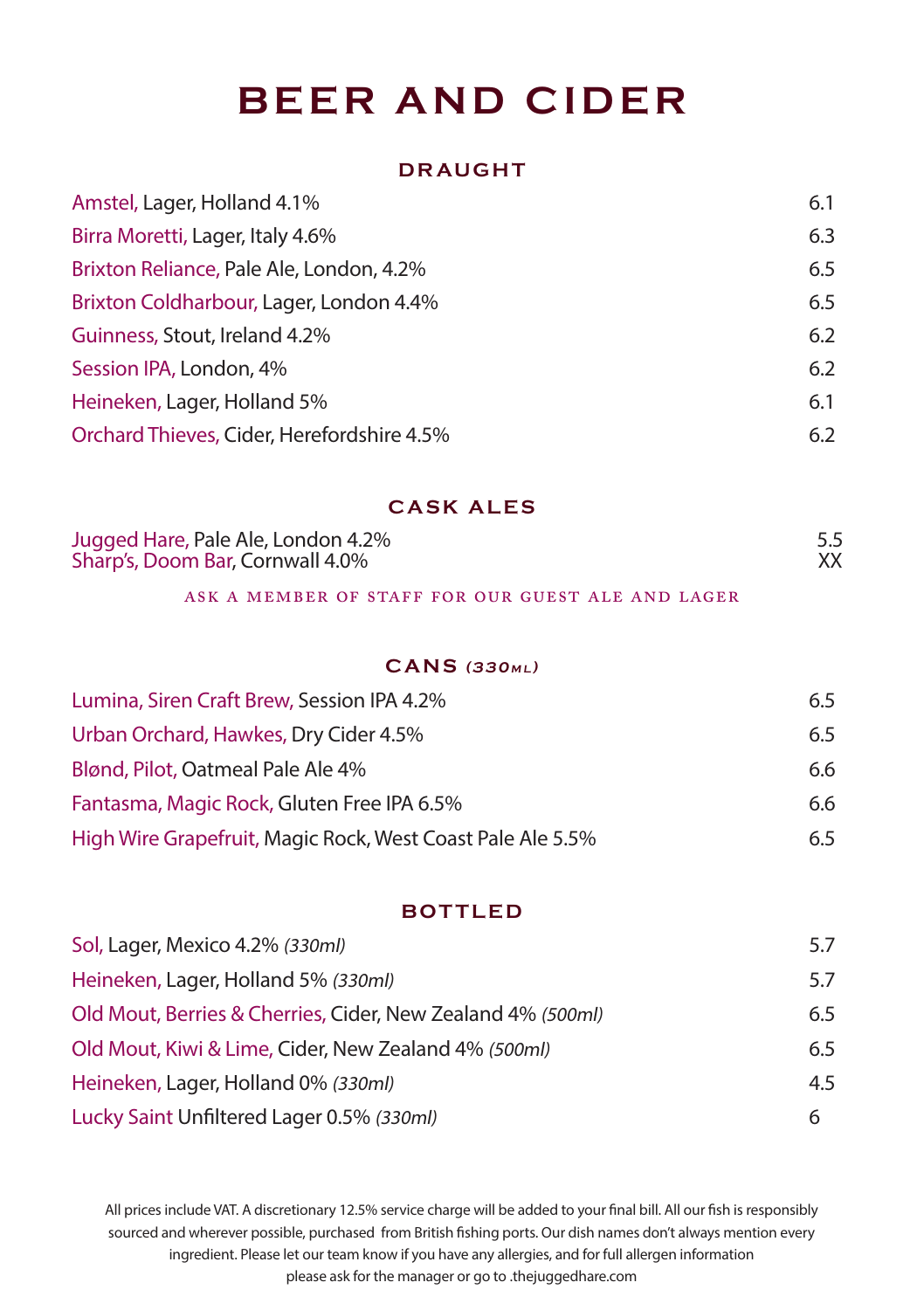# BEER AND CIDER

## DRAUGHT

| Item | Price |
|---|---|
| Amstel, Lager, Holland 4.1% | 6.1 |
| Birra Moretti, Lager, Italy 4.6% | 6.3 |
| Brixton Reliance, Pale Ale, London, 4.2% | 6.5 |
| Brixton Coldharbour, Lager, London 4.4% | 6.5 |
| Guinness, Stout, Ireland 4.2% | 6.2 |
| Session IPA, London, 4% | 6.2 |
| Heineken, Lager, Holland 5% | 6.1 |
| Orchard Thieves, Cider, Herefordshire 4.5% | 6.2 |

## CASK ALES

| Item | Price |
|---|---|
| Jugged Hare, Pale Ale, London 4.2% | 5.5 |
| Sharp's, Doom Bar, Cornwall 4.0% | XX |

ASK A MEMBER OF STAFF FOR OUR GUEST ALE AND LAGER

## CANS *(330ML)*

| Item | Price |
|---|---|
| Lumina, Siren Craft Brew, Session IPA 4.2% | 6.5 |
| Urban Orchard, Hawkes, Dry Cider 4.5% | 6.5 |
| Blønd, Pilot, Oatmeal Pale Ale 4% | 6.6 |
| Fantasma, Magic Rock, Gluten Free IPA 6.5% | 6.6 |
| High Wire Grapefruit, Magic Rock, West Coast Pale Ale 5.5% | 6.5 |

## BOTTLED

| Item | Price |
|---|---|
| Sol, Lager, Mexico 4.2% *(330ml)* | 5.7 |
| Heineken, Lager, Holland 5% *(330ml)* | 5.7 |
| Old Mout, Berries & Cherries, Cider, New Zealand 4% *(500ml)* | 6.5 |
| Old Mout, Kiwi & Lime, Cider, New Zealand 4% *(500ml)* | 6.5 |
| Heineken, Lager, Holland 0% *(330ml)* | 4.5 |
| Lucky Saint Unfiltered Lager 0.5% *(330ml)* | 6 |

All prices include VAT. A discretionary 12.5% service charge will be added to your final bill. All our fish is responsibly sourced and wherever possible, purchased from British fishing ports. Our dish names don't always mention every ingredient. Please let our team know if you have any allergies, and for full allergen information please ask for the manager or go to .thejuggedhare.com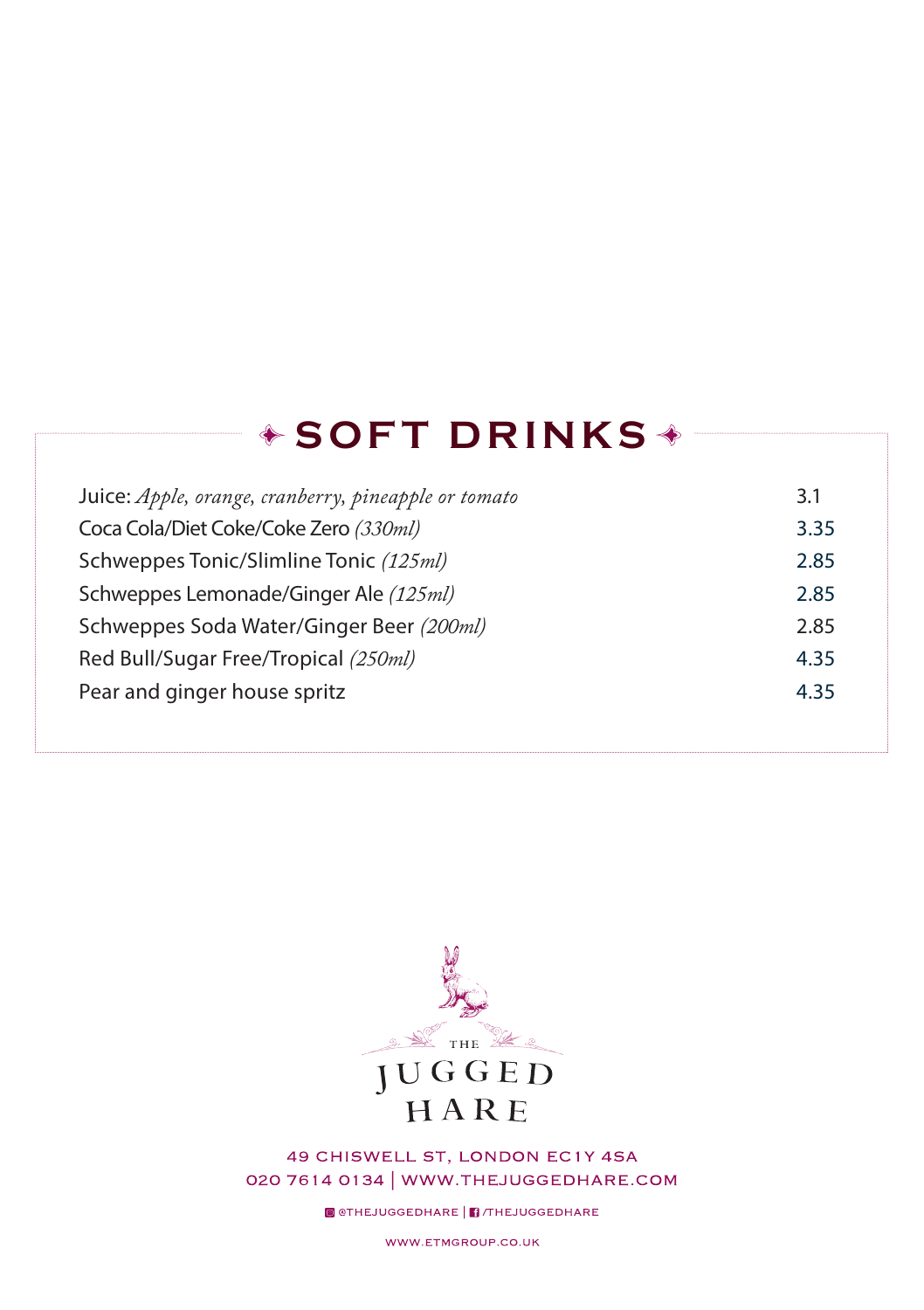# ✦ SOFT DRINKS ✦

| | |
|---|---|
| Juice: *Apple, orange, cranberry, pineapple or tomato* | 3.1 |
| Coca Cola/Diet Coke/Coke Zero *(330ml)* | 3.35 |
| Schweppes Tonic/Slimline Tonic *(125ml)* | 2.85 |
| Schweppes Lemonade/Ginger Ale *(125ml)* | 2.85 |
| Schweppes Soda Water/Ginger Beer *(200ml)* | 2.85 |
| Red Bull/Sugar Free/Tropical *(250ml)* | 4.35 |
| Pear and ginger house spritz | 4.35 |

THE JUGGED HARE

49 CHISWELL ST, LONDON EC1Y 4SA
020 7614 0134 | WWW.THEJUGGEDHARE.COM

@THEJUGGEDHARE | /THEJUGGEDHARE

WWW.ETMGROUP.CO.UK